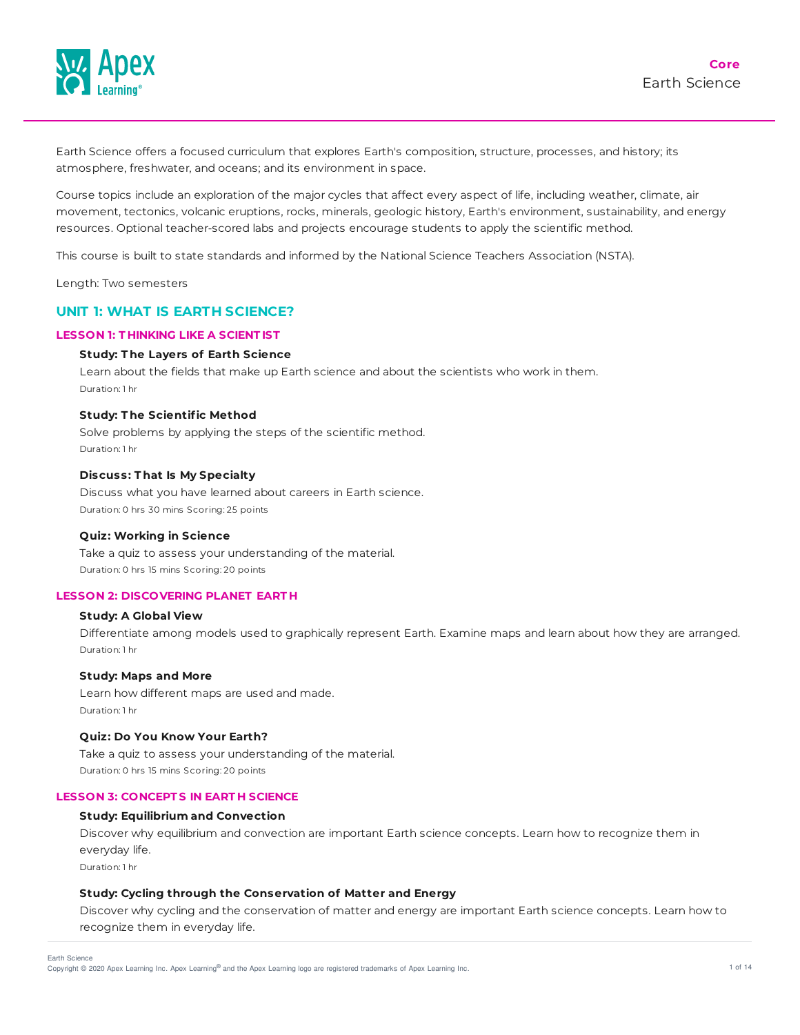Core
Earth Science

Earth Science offers a focused curriculum that explores Earth's composition, structure, processes, and history; its atmosphere, freshwater, and oceans; and its environment in space.

Course topics include an exploration of the major cycles that affect every aspect of life, including weather, climate, air movement, tectonics, volcanic eruptions, rocks, minerals, geologic history, Earth's environment, sustainability, and energy resources. Optional teacher-scored labs and projects encourage students to apply the scientific method.

This course is built to state standards and informed by the National Science Teachers Association (NSTA).

Length: Two semesters

## UNIT 1: WHAT IS EARTH SCIENCE?

### LESSON 1: THINKING LIKE A SCIENTIST

**Study: The Layers of Earth Science**
Learn about the fields that make up Earth science and about the scientists who work in them.
Duration: 1 hr

**Study: The Scientific Method**
Solve problems by applying the steps of the scientific method.
Duration: 1 hr

**Discuss: That Is My Specialty**
Discuss what you have learned about careers in Earth science.
Duration: 0 hrs 30 mins Scoring: 25 points

**Quiz: Working in Science**
Take a quiz to assess your understanding of the material.
Duration: 0 hrs 15 mins Scoring: 20 points

### LESSON 2: DISCOVERING PLANET EARTH

**Study: A Global View**
Differentiate among models used to graphically represent Earth. Examine maps and learn about how they are arranged.
Duration: 1 hr

**Study: Maps and More**
Learn how different maps are used and made.
Duration: 1 hr

**Quiz: Do You Know Your Earth?**
Take a quiz to assess your understanding of the material.
Duration: 0 hrs 15 mins Scoring: 20 points

### LESSON 3: CONCEPTS IN EARTH SCIENCE

**Study: Equilibrium and Convection**
Discover why equilibrium and convection are important Earth science concepts. Learn how to recognize them in everyday life.
Duration: 1 hr

**Study: Cycling through the Conservation of Matter and Energy**
Discover why cycling and the conservation of matter and energy are important Earth science concepts. Learn how to recognize them in everyday life.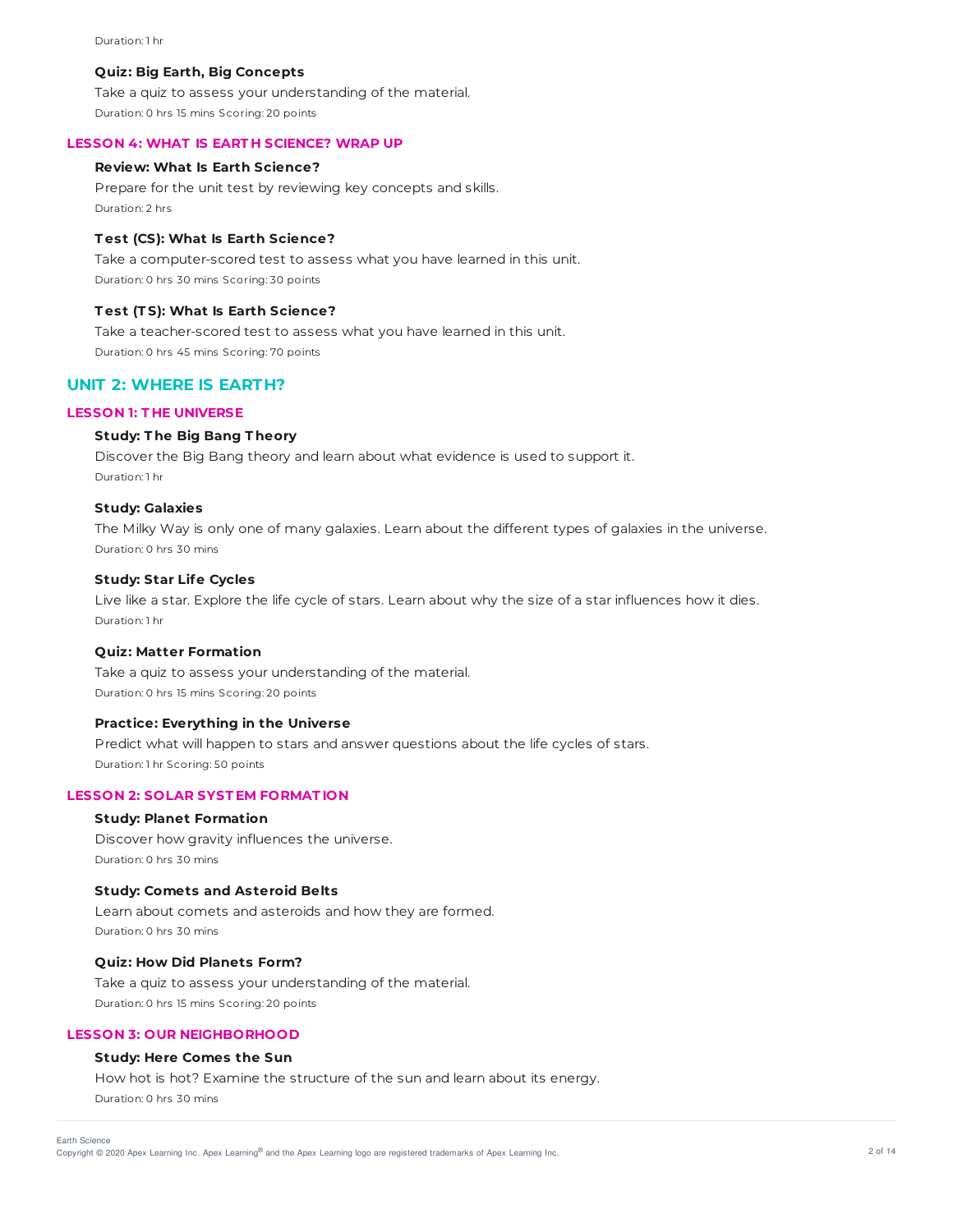Duration: 1 hr

**Quiz: Big Earth, Big Concepts**

Take a quiz to assess your understanding of the material.

Duration: 0 hrs 15 mins Scoring: 20 points

### LESSON 4: WHAT IS EARTH SCIENCE? WRAP UP

**Review: What Is Earth Science?**

Prepare for the unit test by reviewing key concepts and skills.

Duration: 2 hrs

**Test (CS): What Is Earth Science?**

Take a computer-scored test to assess what you have learned in this unit.

Duration: 0 hrs 30 mins Scoring: 30 points

**Test (TS): What Is Earth Science?**

Take a teacher-scored test to assess what you have learned in this unit.

Duration: 0 hrs 45 mins Scoring: 70 points

## UNIT 2: WHERE IS EARTH?

### LESSON 1: THE UNIVERSE

**Study: The Big Bang Theory**

Discover the Big Bang theory and learn about what evidence is used to support it.

Duration: 1 hr

**Study: Galaxies**

The Milky Way is only one of many galaxies. Learn about the different types of galaxies in the universe.

Duration: 0 hrs 30 mins

**Study: Star Life Cycles**

Live like a star. Explore the life cycle of stars. Learn about why the size of a star influences how it dies.

Duration: 1 hr

**Quiz: Matter Formation**

Take a quiz to assess your understanding of the material.

Duration: 0 hrs 15 mins Scoring: 20 points

**Practice: Everything in the Universe**

Predict what will happen to stars and answer questions about the life cycles of stars.

Duration: 1 hr Scoring: 50 points

### LESSON 2: SOLAR SYSTEM FORMATION

**Study: Planet Formation**

Discover how gravity influences the universe.

Duration: 0 hrs 30 mins

**Study: Comets and Asteroid Belts**

Learn about comets and asteroids and how they are formed.

Duration: 0 hrs 30 mins

**Quiz: How Did Planets Form?**

Take a quiz to assess your understanding of the material.

Duration: 0 hrs 15 mins Scoring: 20 points

### LESSON 3: OUR NEIGHBORHOOD

**Study: Here Comes the Sun**

How hot is hot? Examine the structure of the sun and learn about its energy.

Duration: 0 hrs 30 mins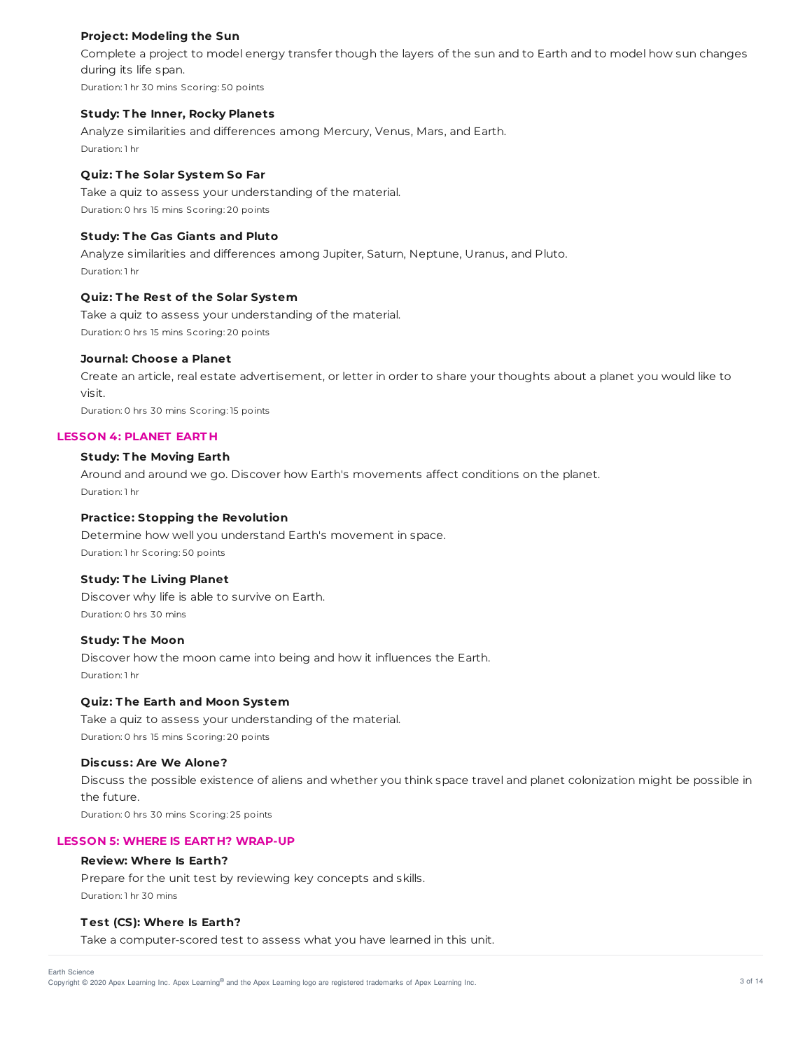#### Project: Modeling the Sun

Complete a project to model energy transfer though the layers of the sun and to Earth and to model how sun changes during its life span.

Duration: 1 hr 30 mins Scoring: 50 points

#### Study: The Inner, Rocky Planets

Analyze similarities and differences among Mercury, Venus, Mars, and Earth.

Duration: 1 hr

#### Quiz: The Solar System So Far

Take a quiz to assess your understanding of the material.

Duration: 0 hrs 15 mins Scoring: 20 points

#### Study: The Gas Giants and Pluto

Analyze similarities and differences among Jupiter, Saturn, Neptune, Uranus, and Pluto.

Duration: 1 hr

#### Quiz: The Rest of the Solar System

Take a quiz to assess your understanding of the material.

Duration: 0 hrs 15 mins Scoring: 20 points

#### Journal: Choose a Planet

Create an article, real estate advertisement, or letter in order to share your thoughts about a planet you would like to visit.

Duration: 0 hrs 30 mins Scoring: 15 points

### LESSON 4: PLANET EARTH

#### Study: The Moving Earth

Around and around we go. Discover how Earth's movements affect conditions on the planet.

Duration: 1 hr

#### Practice: Stopping the Revolution

Determine how well you understand Earth's movement in space.

Duration: 1 hr Scoring: 50 points

#### Study: The Living Planet

Discover why life is able to survive on Earth.

Duration: 0 hrs 30 mins

#### Study: The Moon

Discover how the moon came into being and how it influences the Earth.

Duration: 1 hr

#### Quiz: The Earth and Moon System

Take a quiz to assess your understanding of the material.

Duration: 0 hrs 15 mins Scoring: 20 points

#### Discuss: Are We Alone?

Discuss the possible existence of aliens and whether you think space travel and planet colonization might be possible in the future.

Duration: 0 hrs 30 mins Scoring: 25 points

### LESSON 5: WHERE IS EARTH? WRAP-UP

#### Review: Where Is Earth?

Prepare for the unit test by reviewing key concepts and skills.

Duration: 1 hr 30 mins

#### Test (CS): Where Is Earth?

Take a computer-scored test to assess what you have learned in this unit.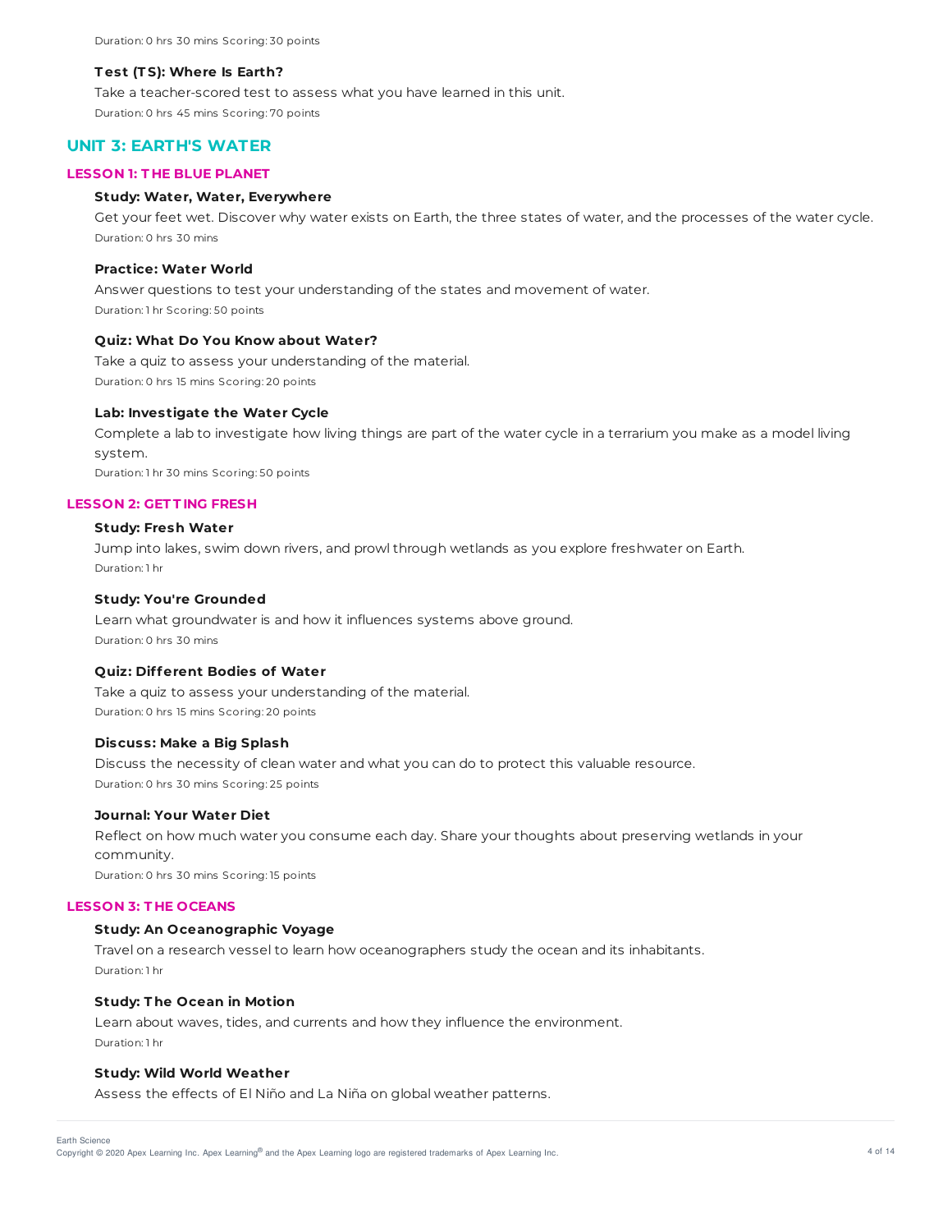Duration: 0 hrs 30 mins Scoring: 30 points

**Test (TS): Where Is Earth?**

Take a teacher-scored test to assess what you have learned in this unit.

Duration: 0 hrs 45 mins Scoring: 70 points

## UNIT 3: EARTH'S WATER

### LESSON 1: THE BLUE PLANET

**Study: Water, Water, Everywhere**

Get your feet wet. Discover why water exists on Earth, the three states of water, and the processes of the water cycle.

Duration: 0 hrs 30 mins

**Practice: Water World**

Answer questions to test your understanding of the states and movement of water.

Duration: 1 hr Scoring: 50 points

**Quiz: What Do You Know about Water?**

Take a quiz to assess your understanding of the material.

Duration: 0 hrs 15 mins Scoring: 20 points

**Lab: Investigate the Water Cycle**

Complete a lab to investigate how living things are part of the water cycle in a terrarium you make as a model living system.

Duration: 1 hr 30 mins Scoring: 50 points

### LESSON 2: GETTING FRESH

**Study: Fresh Water**

Jump into lakes, swim down rivers, and prowl through wetlands as you explore freshwater on Earth.

Duration: 1 hr

**Study: You're Grounded**

Learn what groundwater is and how it influences systems above ground.

Duration: 0 hrs 30 mins

**Quiz: Different Bodies of Water**

Take a quiz to assess your understanding of the material.

Duration: 0 hrs 15 mins Scoring: 20 points

**Discuss: Make a Big Splash**

Discuss the necessity of clean water and what you can do to protect this valuable resource.

Duration: 0 hrs 30 mins Scoring: 25 points

**Journal: Your Water Diet**

Reflect on how much water you consume each day. Share your thoughts about preserving wetlands in your community.

Duration: 0 hrs 30 mins Scoring: 15 points

### LESSON 3: THE OCEANS

**Study: An Oceanographic Voyage**

Travel on a research vessel to learn how oceanographers study the ocean and its inhabitants.

Duration: 1 hr

**Study: The Ocean in Motion**

Learn about waves, tides, and currents and how they influence the environment.

Duration: 1 hr

**Study: Wild World Weather**

Assess the effects of El Niño and La Niña on global weather patterns.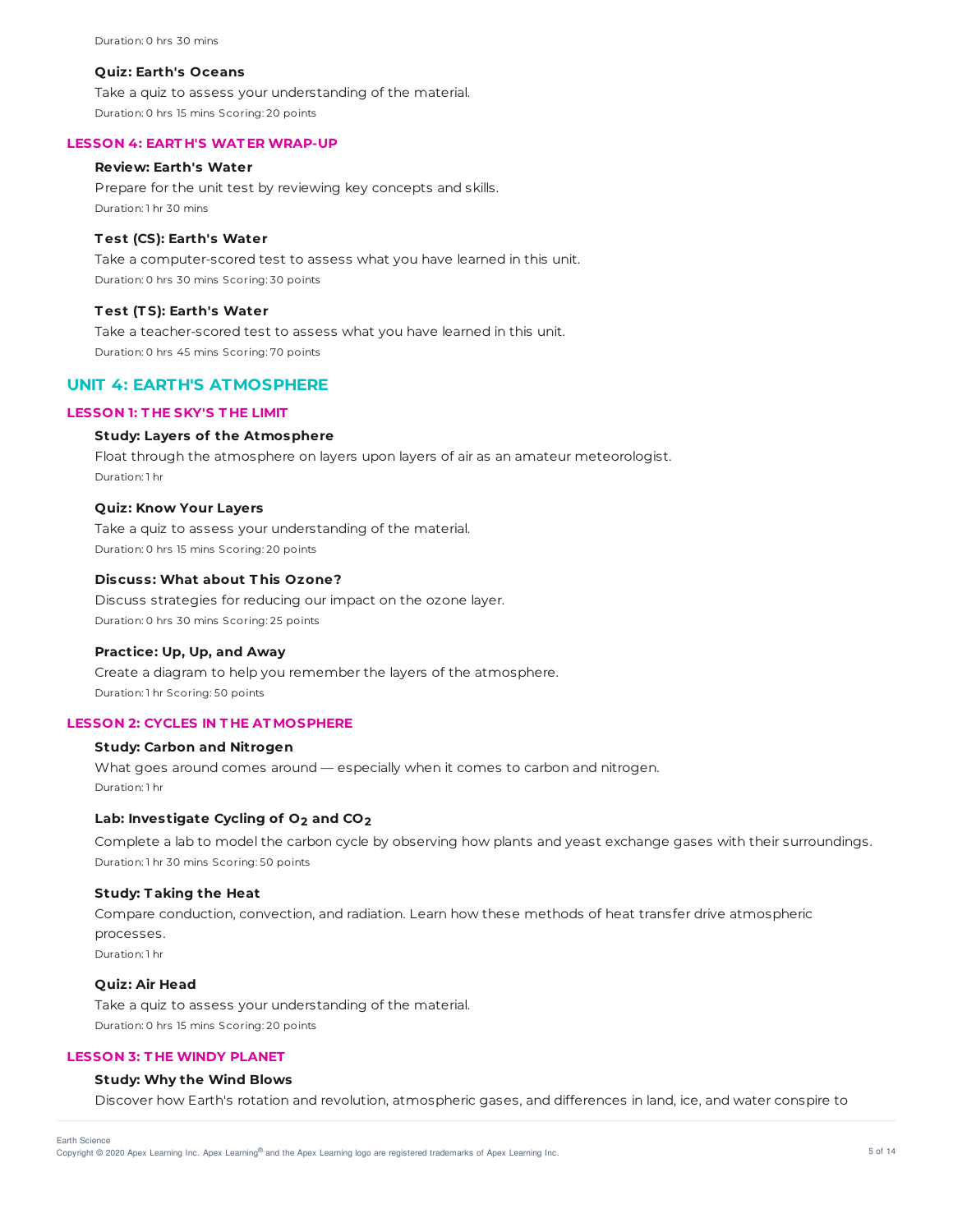Duration: 0 hrs 30 mins

**Quiz: Earth's Oceans**

Take a quiz to assess your understanding of the material.

Duration: 0 hrs 15 mins Scoring: 20 points

### LESSON 4: EARTH'S WATER WRAP-UP

**Review: Earth's Water**

Prepare for the unit test by reviewing key concepts and skills.

Duration: 1 hr 30 mins

**Test (CS): Earth's Water**

Take a computer-scored test to assess what you have learned in this unit.

Duration: 0 hrs 30 mins Scoring: 30 points

**Test (TS): Earth's Water**

Take a teacher-scored test to assess what you have learned in this unit.

Duration: 0 hrs 45 mins Scoring: 70 points

## UNIT 4: EARTH'S ATMOSPHERE

### LESSON 1: THE SKY'S THE LIMIT

**Study: Layers of the Atmosphere**

Float through the atmosphere on layers upon layers of air as an amateur meteorologist.

Duration: 1 hr

**Quiz: Know Your Layers**

Take a quiz to assess your understanding of the material.

Duration: 0 hrs 15 mins Scoring: 20 points

**Discuss: What about This Ozone?**

Discuss strategies for reducing our impact on the ozone layer.

Duration: 0 hrs 30 mins Scoring: 25 points

**Practice: Up, Up, and Away**

Create a diagram to help you remember the layers of the atmosphere.

Duration: 1 hr Scoring: 50 points

### LESSON 2: CYCLES IN THE ATMOSPHERE

**Study: Carbon and Nitrogen**

What goes around comes around — especially when it comes to carbon and nitrogen.

Duration: 1 hr

**Lab: Investigate Cycling of $O_2$ and $CO_2$**

Complete a lab to model the carbon cycle by observing how plants and yeast exchange gases with their surroundings.

Duration: 1 hr 30 mins Scoring: 50 points

**Study: Taking the Heat**

Compare conduction, convection, and radiation. Learn how these methods of heat transfer drive atmospheric processes.

Duration: 1 hr

**Quiz: Air Head**

Take a quiz to assess your understanding of the material.

Duration: 0 hrs 15 mins Scoring: 20 points

### LESSON 3: THE WINDY PLANET

**Study: Why the Wind Blows**

Discover how Earth's rotation and revolution, atmospheric gases, and differences in land, ice, and water conspire to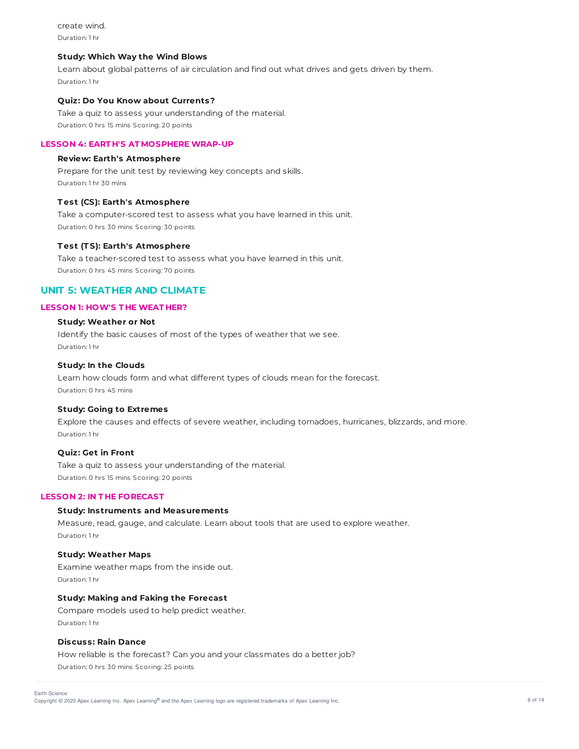create wind.

Duration: 1 hr

**Study: Which Way the Wind Blows**

Learn about global patterns of air circulation and find out what drives and gets driven by them.

Duration: 1 hr

**Quiz: Do You Know about Currents?**

Take a quiz to assess your understanding of the material.

Duration: 0 hrs 15 mins Scoring: 20 points

### LESSON 4: EARTH'S ATMOSPHERE WRAP-UP

**Review: Earth's Atmosphere**

Prepare for the unit test by reviewing key concepts and skills.

Duration: 1 hr 30 mins

**Test (CS): Earth's Atmosphere**

Take a computer-scored test to assess what you have learned in this unit.

Duration: 0 hrs 30 mins Scoring: 30 points

**Test (TS): Earth's Atmosphere**

Take a teacher-scored test to assess what you have learned in this unit.

Duration: 0 hrs 45 mins Scoring: 70 points

## UNIT 5: WEATHER AND CLIMATE

### LESSON 1: HOW'S THE WEATHER?

**Study: Weather or Not**

Identify the basic causes of most of the types of weather that we see.

Duration: 1 hr

**Study: In the Clouds**

Learn how clouds form and what different types of clouds mean for the forecast.

Duration: 0 hrs 45 mins

**Study: Going to Extremes**

Explore the causes and effects of severe weather, including tornadoes, hurricanes, blizzards, and more.

Duration: 1 hr

**Quiz: Get in Front**

Take a quiz to assess your understanding of the material.

Duration: 0 hrs 15 mins Scoring: 20 points

### LESSON 2: IN THE FORECAST

**Study: Instruments and Measurements**

Measure, read, gauge, and calculate. Learn about tools that are used to explore weather.

Duration: 1 hr

**Study: Weather Maps**

Examine weather maps from the inside out.

Duration: 1 hr

**Study: Making and Faking the Forecast**

Compare models used to help predict weather.

Duration: 1 hr

**Discuss: Rain Dance**

How reliable is the forecast? Can you and your classmates do a better job?

Duration: 0 hrs 30 mins Scoring: 25 points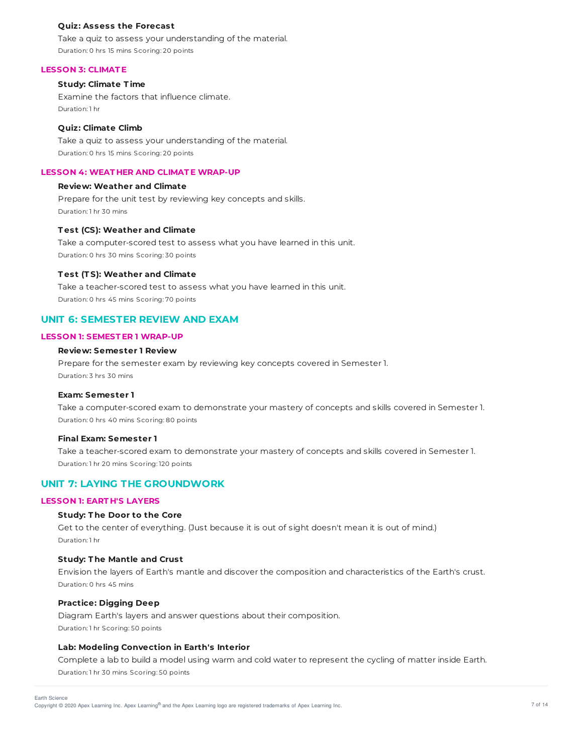#### Quiz: Assess the Forecast

Take a quiz to assess your understanding of the material.

Duration: 0 hrs 15 mins Scoring: 20 points

### LESSON 3: CLIMATE

#### Study: Climate Time

Examine the factors that influence climate.

Duration: 1 hr

#### Quiz: Climate Climb

Take a quiz to assess your understanding of the material.

Duration: 0 hrs 15 mins Scoring: 20 points

### LESSON 4: WEATHER AND CLIMATE WRAP-UP

#### Review: Weather and Climate

Prepare for the unit test by reviewing key concepts and skills.

Duration: 1 hr 30 mins

#### Test (CS): Weather and Climate

Take a computer-scored test to assess what you have learned in this unit.

Duration: 0 hrs 30 mins Scoring: 30 points

#### Test (TS): Weather and Climate

Take a teacher-scored test to assess what you have learned in this unit.

Duration: 0 hrs 45 mins Scoring: 70 points

## UNIT 6: SEMESTER REVIEW AND EXAM

### LESSON 1: SEMESTER 1 WRAP-UP

#### Review: Semester 1 Review

Prepare for the semester exam by reviewing key concepts covered in Semester 1.

Duration: 3 hrs 30 mins

#### Exam: Semester 1

Take a computer-scored exam to demonstrate your mastery of concepts and skills covered in Semester 1.

Duration: 0 hrs 40 mins Scoring: 80 points

#### Final Exam: Semester 1

Take a teacher-scored exam to demonstrate your mastery of concepts and skills covered in Semester 1.

Duration: 1 hr 20 mins Scoring: 120 points

## UNIT 7: LAYING THE GROUNDWORK

### LESSON 1: EARTH'S LAYERS

#### Study: The Door to the Core

Get to the center of everything. (Just because it is out of sight doesn't mean it is out of mind.)

Duration: 1 hr

#### Study: The Mantle and Crust

Envision the layers of Earth's mantle and discover the composition and characteristics of the Earth's crust.

Duration: 0 hrs 45 mins

#### Practice: Digging Deep

Diagram Earth's layers and answer questions about their composition.

Duration: 1 hr Scoring: 50 points

#### Lab: Modeling Convection in Earth's Interior

Complete a lab to build a model using warm and cold water to represent the cycling of matter inside Earth.

Duration: 1 hr 30 mins Scoring: 50 points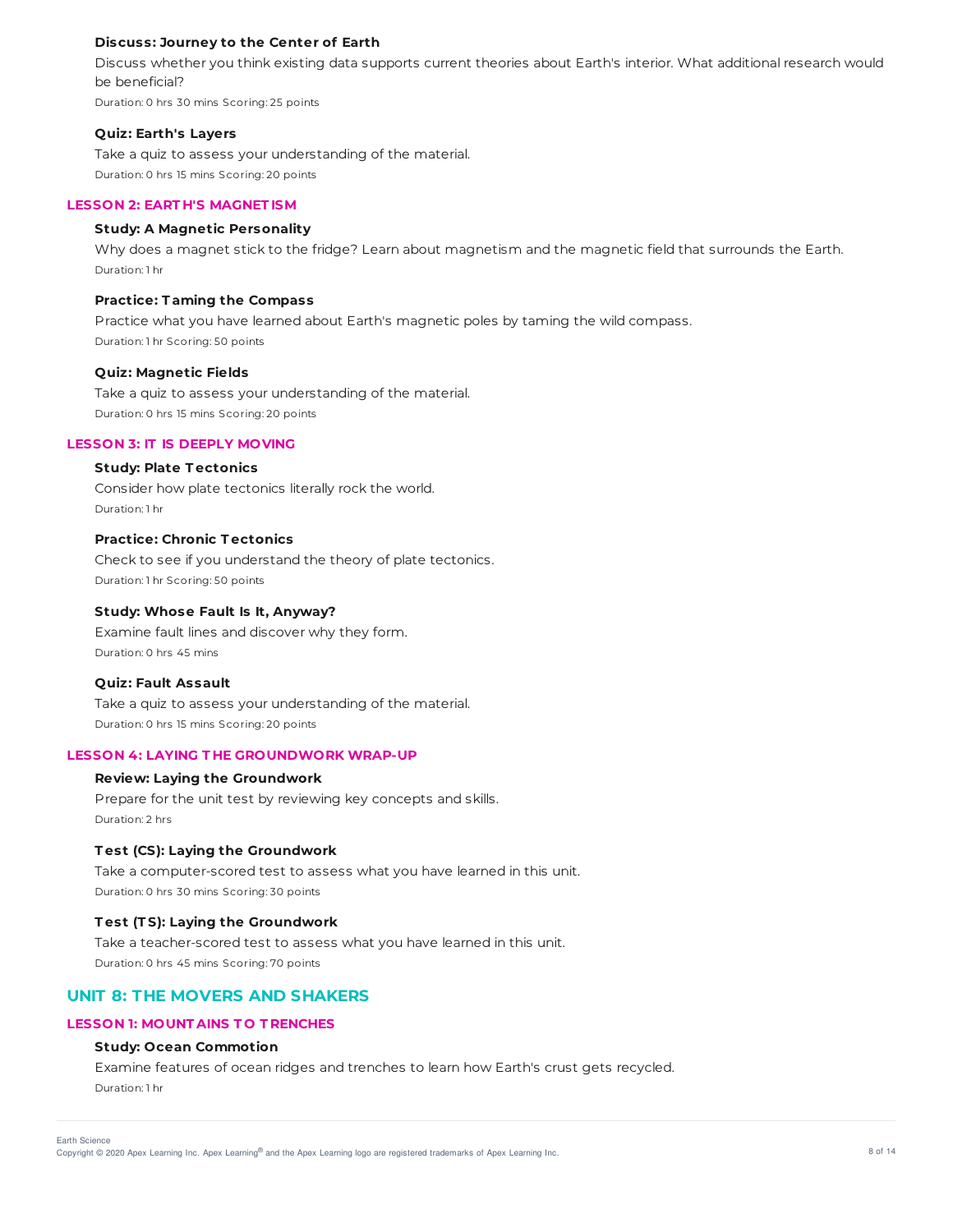#### Discuss: Journey to the Center of Earth

Discuss whether you think existing data supports current theories about Earth's interior. What additional research would be beneficial?

Duration: 0 hrs 30 mins Scoring: 25 points

#### Quiz: Earth's Layers

Take a quiz to assess your understanding of the material.

Duration: 0 hrs 15 mins Scoring: 20 points

### LESSON 2: EARTH'S MAGNETISM

#### Study: A Magnetic Personality

Why does a magnet stick to the fridge? Learn about magnetism and the magnetic field that surrounds the Earth.

Duration: 1 hr

#### Practice: Taming the Compass

Practice what you have learned about Earth's magnetic poles by taming the wild compass.

Duration: 1 hr Scoring: 50 points

#### Quiz: Magnetic Fields

Take a quiz to assess your understanding of the material.

Duration: 0 hrs 15 mins Scoring: 20 points

### LESSON 3: IT IS DEEPLY MOVING

#### Study: Plate Tectonics

Consider how plate tectonics literally rock the world.

Duration: 1 hr

#### Practice: Chronic Tectonics

Check to see if you understand the theory of plate tectonics.

Duration: 1 hr Scoring: 50 points

#### Study: Whose Fault Is It, Anyway?

Examine fault lines and discover why they form.

Duration: 0 hrs 45 mins

#### Quiz: Fault Assault

Take a quiz to assess your understanding of the material.

Duration: 0 hrs 15 mins Scoring: 20 points

### LESSON 4: LAYING THE GROUNDWORK WRAP-UP

#### Review: Laying the Groundwork

Prepare for the unit test by reviewing key concepts and skills.

Duration: 2 hrs

#### Test (CS): Laying the Groundwork

Take a computer-scored test to assess what you have learned in this unit.

Duration: 0 hrs 30 mins Scoring: 30 points

#### Test (TS): Laying the Groundwork

Take a teacher-scored test to assess what you have learned in this unit.

Duration: 0 hrs 45 mins Scoring: 70 points

## UNIT 8: THE MOVERS AND SHAKERS

### LESSON 1: MOUNTAINS TO TRENCHES

#### Study: Ocean Commotion

Examine features of ocean ridges and trenches to learn how Earth's crust gets recycled.

Duration: 1 hr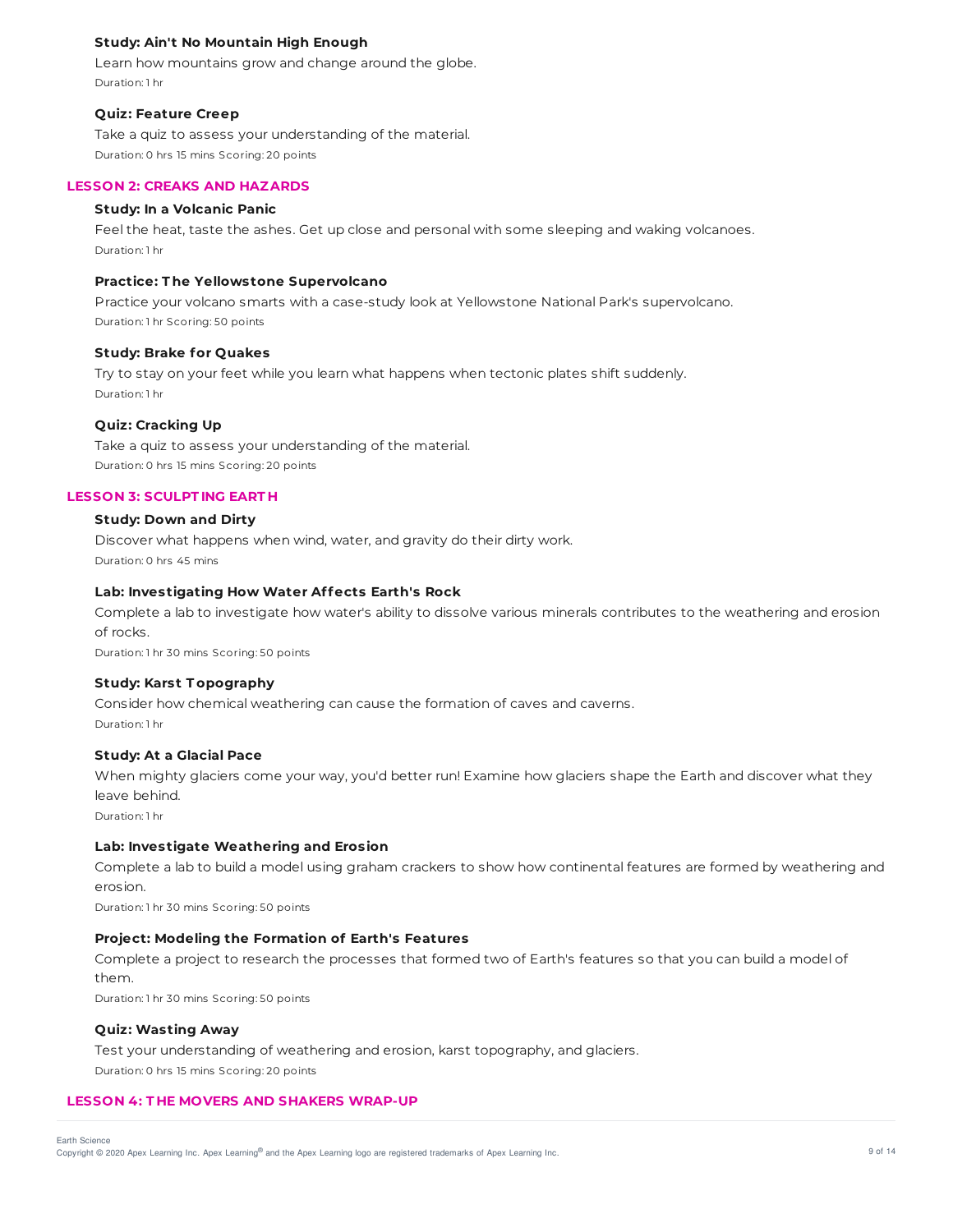**Study: Ain't No Mountain High Enough**

Learn how mountains grow and change around the globe.

Duration: 1 hr

**Quiz: Feature Creep**

Take a quiz to assess your understanding of the material.

Duration: 0 hrs 15 mins Scoring: 20 points

## LESSON 2: CREAKS AND HAZARDS

**Study: In a Volcanic Panic**

Feel the heat, taste the ashes. Get up close and personal with some sleeping and waking volcanoes.

Duration: 1 hr

**Practice: The Yellowstone Supervolcano**

Practice your volcano smarts with a case-study look at Yellowstone National Park's supervolcano.

Duration: 1 hr Scoring: 50 points

**Study: Brake for Quakes**

Try to stay on your feet while you learn what happens when tectonic plates shift suddenly.

Duration: 1 hr

**Quiz: Cracking Up**

Take a quiz to assess your understanding of the material.

Duration: 0 hrs 15 mins Scoring: 20 points

## LESSON 3: SCULPTING EARTH

**Study: Down and Dirty**

Discover what happens when wind, water, and gravity do their dirty work.

Duration: 0 hrs 45 mins

**Lab: Investigating How Water Affects Earth's Rock**

Complete a lab to investigate how water's ability to dissolve various minerals contributes to the weathering and erosion of rocks.

Duration: 1 hr 30 mins Scoring: 50 points

**Study: Karst Topography**

Consider how chemical weathering can cause the formation of caves and caverns.

Duration: 1 hr

**Study: At a Glacial Pace**

When mighty glaciers come your way, you'd better run! Examine how glaciers shape the Earth and discover what they leave behind.

Duration: 1 hr

**Lab: Investigate Weathering and Erosion**

Complete a lab to build a model using graham crackers to show how continental features are formed by weathering and erosion.

Duration: 1 hr 30 mins Scoring: 50 points

**Project: Modeling the Formation of Earth's Features**

Complete a project to research the processes that formed two of Earth's features so that you can build a model of them.

Duration: 1 hr 30 mins Scoring: 50 points

**Quiz: Wasting Away**

Test your understanding of weathering and erosion, karst topography, and glaciers.

Duration: 0 hrs 15 mins Scoring: 20 points

## LESSON 4: THE MOVERS AND SHAKERS WRAP-UP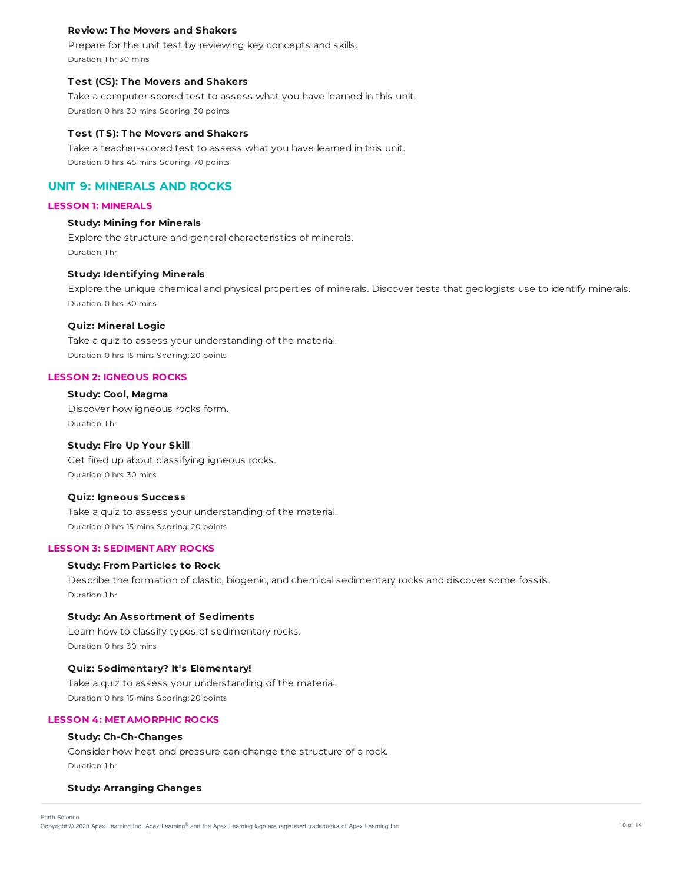#### Review: The Movers and Shakers

Prepare for the unit test by reviewing key concepts and skills.

Duration: 1 hr 30 mins

#### Test (CS): The Movers and Shakers

Take a computer-scored test to assess what you have learned in this unit.

Duration: 0 hrs 30 mins Scoring: 30 points

#### Test (TS): The Movers and Shakers

Take a teacher-scored test to assess what you have learned in this unit.

Duration: 0 hrs 45 mins Scoring: 70 points

## UNIT 9: MINERALS AND ROCKS

### LESSON 1: MINERALS

#### Study: Mining for Minerals

Explore the structure and general characteristics of minerals.

Duration: 1 hr

#### Study: Identifying Minerals

Explore the unique chemical and physical properties of minerals. Discover tests that geologists use to identify minerals.

Duration: 0 hrs 30 mins

#### Quiz: Mineral Logic

Take a quiz to assess your understanding of the material.

Duration: 0 hrs 15 mins Scoring: 20 points

### LESSON 2: IGNEOUS ROCKS

#### Study: Cool, Magma

Discover how igneous rocks form.

Duration: 1 hr

#### Study: Fire Up Your Skill

Get fired up about classifying igneous rocks.

Duration: 0 hrs 30 mins

#### Quiz: Igneous Success

Take a quiz to assess your understanding of the material.

Duration: 0 hrs 15 mins Scoring: 20 points

### LESSON 3: SEDIMENTARY ROCKS

#### Study: From Particles to Rock

Describe the formation of clastic, biogenic, and chemical sedimentary rocks and discover some fossils.

Duration: 1 hr

#### Study: An Assortment of Sediments

Learn how to classify types of sedimentary rocks.

Duration: 0 hrs 30 mins

#### Quiz: Sedimentary? It's Elementary!

Take a quiz to assess your understanding of the material.

Duration: 0 hrs 15 mins Scoring: 20 points

### LESSON 4: METAMORPHIC ROCKS

#### Study: Ch-Ch-Changes

Consider how heat and pressure can change the structure of a rock.

Duration: 1 hr

#### Study: Arranging Changes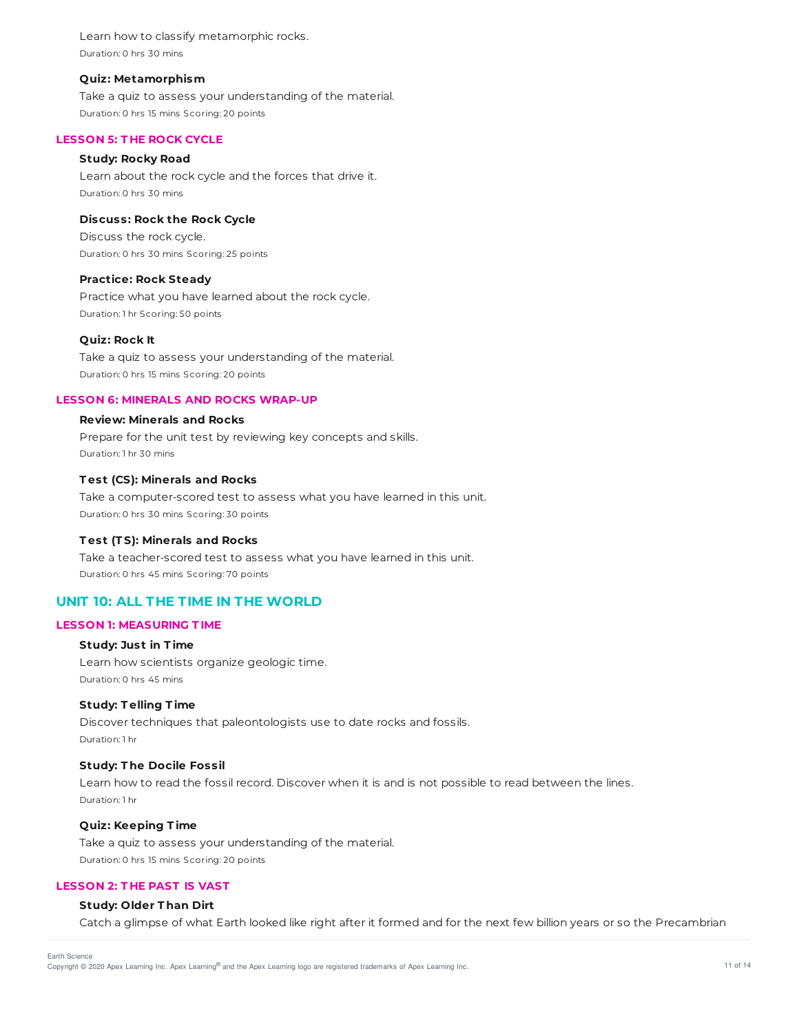Learn how to classify metamorphic rocks.

Duration: 0 hrs 30 mins

**Quiz: Metamorphism**

Take a quiz to assess your understanding of the material.

Duration: 0 hrs 15 mins Scoring: 20 points

### LESSON 5: THE ROCK CYCLE

**Study: Rocky Road**

Learn about the rock cycle and the forces that drive it.

Duration: 0 hrs 30 mins

**Discuss: Rock the Rock Cycle**

Discuss the rock cycle.

Duration: 0 hrs 30 mins Scoring: 25 points

**Practice: Rock Steady**

Practice what you have learned about the rock cycle.

Duration: 1 hr Scoring: 50 points

**Quiz: Rock It**

Take a quiz to assess your understanding of the material.

Duration: 0 hrs 15 mins Scoring: 20 points

### LESSON 6: MINERALS AND ROCKS WRAP-UP

**Review: Minerals and Rocks**

Prepare for the unit test by reviewing key concepts and skills.

Duration: 1 hr 30 mins

**Test (CS): Minerals and Rocks**

Take a computer-scored test to assess what you have learned in this unit.

Duration: 0 hrs 30 mins Scoring: 30 points

**Test (TS): Minerals and Rocks**

Take a teacher-scored test to assess what you have learned in this unit.

Duration: 0 hrs 45 mins Scoring: 70 points

## UNIT 10: ALL THE TIME IN THE WORLD

### LESSON 1: MEASURING TIME

**Study: Just in Time**

Learn how scientists organize geologic time.

Duration: 0 hrs 45 mins

**Study: Telling Time**

Discover techniques that paleontologists use to date rocks and fossils.

Duration: 1 hr

**Study: The Docile Fossil**

Learn how to read the fossil record. Discover when it is and is not possible to read between the lines.

Duration: 1 hr

**Quiz: Keeping Time**

Take a quiz to assess your understanding of the material.

Duration: 0 hrs 15 mins Scoring: 20 points

### LESSON 2: THE PAST IS VAST

**Study: Older Than Dirt**

Catch a glimpse of what Earth looked like right after it formed and for the next few billion years or so the Precambrian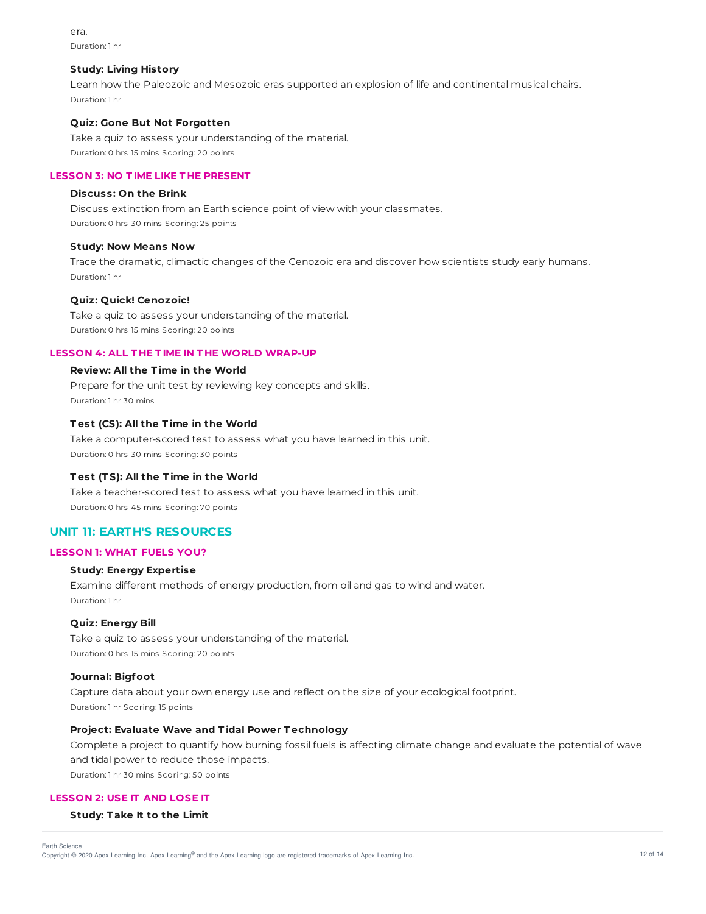era.

Duration: 1 hr

**Study: Living History**

Learn how the Paleozoic and Mesozoic eras supported an explosion of life and continental musical chairs.

Duration: 1 hr

**Quiz: Gone But Not Forgotten**

Take a quiz to assess your understanding of the material.

Duration: 0 hrs 15 mins Scoring: 20 points

### LESSON 3: NO TIME LIKE THE PRESENT

**Discuss: On the Brink**

Discuss extinction from an Earth science point of view with your classmates.

Duration: 0 hrs 30 mins Scoring: 25 points

**Study: Now Means Now**

Trace the dramatic, climactic changes of the Cenozoic era and discover how scientists study early humans.

Duration: 1 hr

**Quiz: Quick! Cenozoic!**

Take a quiz to assess your understanding of the material.

Duration: 0 hrs 15 mins Scoring: 20 points

### LESSON 4: ALL THE TIME IN THE WORLD WRAP-UP

**Review: All the Time in the World**

Prepare for the unit test by reviewing key concepts and skills.

Duration: 1 hr 30 mins

**Test (CS): All the Time in the World**

Take a computer-scored test to assess what you have learned in this unit.

Duration: 0 hrs 30 mins Scoring: 30 points

**Test (TS): All the Time in the World**

Take a teacher-scored test to assess what you have learned in this unit.

Duration: 0 hrs 45 mins Scoring: 70 points

## UNIT 11: EARTH'S RESOURCES

### LESSON 1: WHAT FUELS YOU?

**Study: Energy Expertise**

Examine different methods of energy production, from oil and gas to wind and water.

Duration: 1 hr

**Quiz: Energy Bill**

Take a quiz to assess your understanding of the material.

Duration: 0 hrs 15 mins Scoring: 20 points

**Journal: Bigfoot**

Capture data about your own energy use and reflect on the size of your ecological footprint.

Duration: 1 hr Scoring: 15 points

**Project: Evaluate Wave and Tidal Power Technology**

Complete a project to quantify how burning fossil fuels is affecting climate change and evaluate the potential of wave and tidal power to reduce those impacts.

Duration: 1 hr 30 mins Scoring: 50 points

### LESSON 2: USE IT AND LOSE IT

**Study: Take It to the Limit**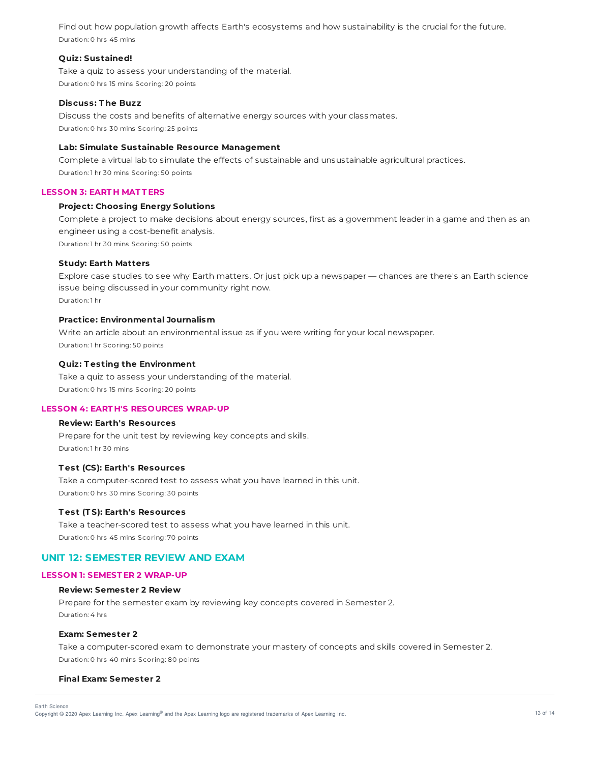Find out how population growth affects Earth's ecosystems and how sustainability is the crucial for the future.

Duration: 0 hrs 45 mins

**Quiz: Sustained!**

Take a quiz to assess your understanding of the material.

Duration: 0 hrs 15 mins Scoring: 20 points

**Discuss: The Buzz**

Discuss the costs and benefits of alternative energy sources with your classmates.

Duration: 0 hrs 30 mins Scoring: 25 points

**Lab: Simulate Sustainable Resource Management**

Complete a virtual lab to simulate the effects of sustainable and unsustainable agricultural practices.

Duration: 1 hr 30 mins Scoring: 50 points

### LESSON 3: EARTH MATTERS

**Project: Choosing Energy Solutions**

Complete a project to make decisions about energy sources, first as a government leader in a game and then as an engineer using a cost-benefit analysis.

Duration: 1 hr 30 mins Scoring: 50 points

**Study: Earth Matters**

Explore case studies to see why Earth matters. Or just pick up a newspaper — chances are there's an Earth science issue being discussed in your community right now.

Duration: 1 hr

**Practice: Environmental Journalism**

Write an article about an environmental issue as if you were writing for your local newspaper.

Duration: 1 hr Scoring: 50 points

**Quiz: Testing the Environment**

Take a quiz to assess your understanding of the material.

Duration: 0 hrs 15 mins Scoring: 20 points

### LESSON 4: EARTH'S RESOURCES WRAP-UP

**Review: Earth's Resources**

Prepare for the unit test by reviewing key concepts and skills.

Duration: 1 hr 30 mins

**Test (CS): Earth's Resources**

Take a computer-scored test to assess what you have learned in this unit.

Duration: 0 hrs 30 mins Scoring: 30 points

**Test (TS): Earth's Resources**

Take a teacher-scored test to assess what you have learned in this unit.

Duration: 0 hrs 45 mins Scoring: 70 points

## UNIT 12: SEMESTER REVIEW AND EXAM

### LESSON 1: SEMESTER 2 WRAP-UP

**Review: Semester 2 Review**

Prepare for the semester exam by reviewing key concepts covered in Semester 2.

Duration: 4 hrs

**Exam: Semester 2**

Take a computer-scored exam to demonstrate your mastery of concepts and skills covered in Semester 2.

Duration: 0 hrs 40 mins Scoring: 80 points

**Final Exam: Semester 2**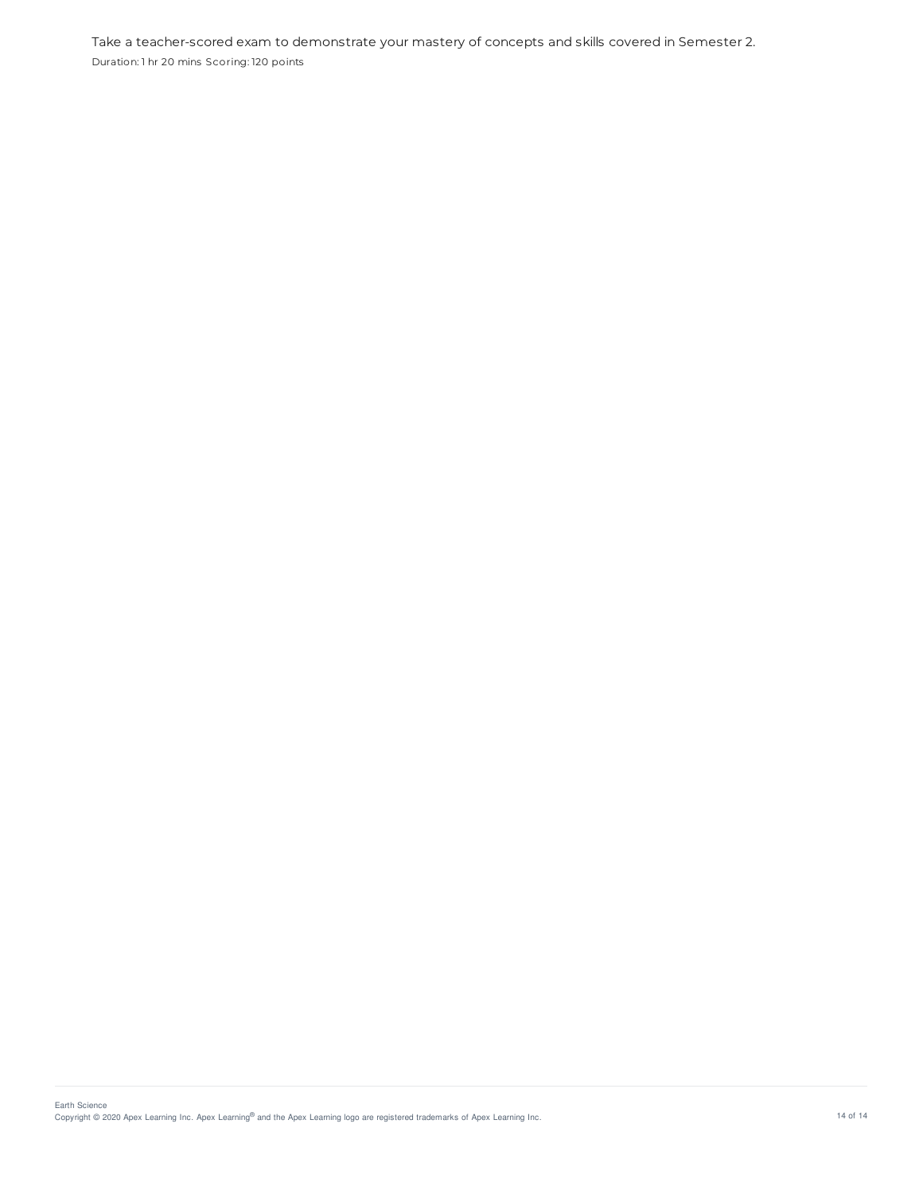Take a teacher-scored exam to demonstrate your mastery of concepts and skills covered in Semester 2.

Duration: 1 hr 20 mins Scoring: 120 points